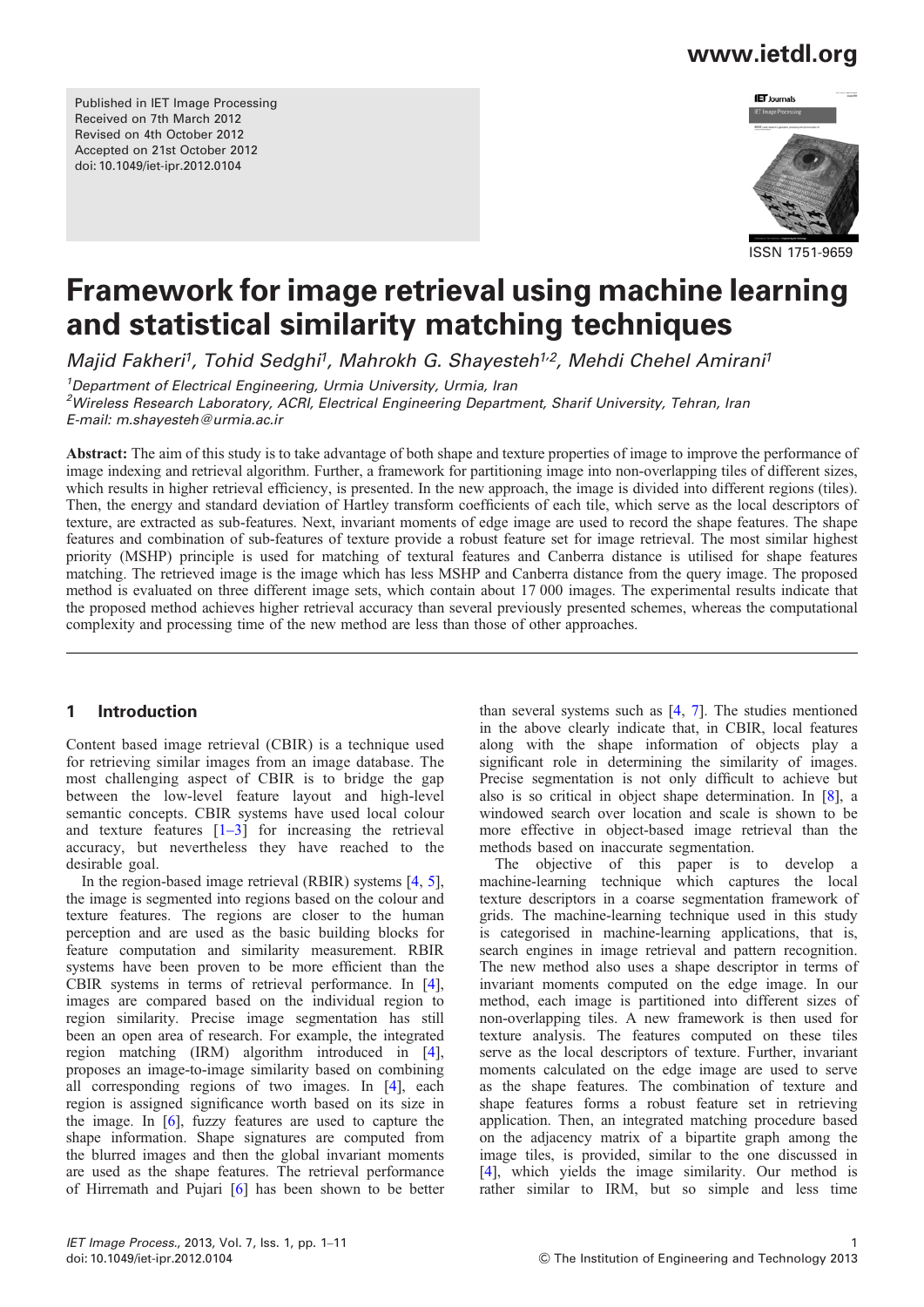Published in IET Image Processing
Received on 7th March 2012
Revised on 4th October 2012
Accepted on 21st October 2012
doi: 10.1049/iet-ipr.2012.0104

ISSN 1751-9659

# Framework for image retrieval using machine learning and statistical similarity matching techniques

*Majid Fakheri[1], Tohid Sedghi[1], Mahrokh G. Shayesteh[1,2], Mehdi Chehel Amirani[1]*

[1]*Department of Electrical Engineering, Urmia University, Urmia, Iran*
[2]*Wireless Research Laboratory, ACRI, Electrical Engineering Department, Sharif University, Tehran, Iran*
*E-mail: m.shayesteh@urmia.ac.ir*

**Abstract:** The aim of this study is to take advantage of both shape and texture properties of image to improve the performance of image indexing and retrieval algorithm. Further, a framework for partitioning image into non-overlapping tiles of different sizes, which results in higher retrieval efficiency, is presented. In the new approach, the image is divided into different regions (tiles). Then, the energy and standard deviation of Hartley transform coefficients of each tile, which serve as the local descriptors of texture, are extracted as sub-features. Next, invariant moments of edge image are used to record the shape features. The shape features and combination of sub-features of texture provide a robust feature set for image retrieval. The most similar highest priority (MSHP) principle is used for matching of textural features and Canberra distance is utilised for shape features matching. The retrieved image is the image which has less MSHP and Canberra distance from the query image. The proposed method is evaluated on three different image sets, which contain about 17 000 images. The experimental results indicate that the proposed method achieves higher retrieval accuracy than several previously presented schemes, whereas the computational complexity and processing time of the new method are less than those of other approaches.

## 1 Introduction

Content based image retrieval (CBIR) is a technique used for retrieving similar images from an image database. The most challenging aspect of CBIR is to bridge the gap between the low-level feature layout and high-level semantic concepts. CBIR systems have used local colour and texture features [1–3] for increasing the retrieval accuracy, but nevertheless they have reached to the desirable goal.

In the region-based image retrieval (RBIR) systems [4, 5], the image is segmented into regions based on the colour and texture features. The regions are closer to the human perception and are used as the basic building blocks for feature computation and similarity measurement. RBIR systems have been proven to be more efficient than the CBIR systems in terms of retrieval performance. In [4], images are compared based on the individual region to region similarity. Precise image segmentation has still been an open area of research. For example, the integrated region matching (IRM) algorithm introduced in [4], proposes an image-to-image similarity based on combining all corresponding regions of two images. In [4], each region is assigned significance worth based on its size in the image. In [6], fuzzy features are used to capture the shape information. Shape signatures are computed from the blurred images and then the global invariant moments are used as the shape features. The retrieval performance of Hirremath and Pujari [6] has been shown to be better than several systems such as [4, 7]. The studies mentioned in the above clearly indicate that, in CBIR, local features along with the shape information of objects play a significant role in determining the similarity of images. Precise segmentation is not only difficult to achieve but also is so critical in object shape determination. In [8], a windowed search over location and scale is shown to be more effective in object-based image retrieval than the methods based on inaccurate segmentation.

The objective of this paper is to develop a machine-learning technique which captures the local texture descriptors in a coarse segmentation framework of grids. The machine-learning technique used in this study is categorised in machine-learning applications, that is, search engines in image retrieval and pattern recognition. The new method also uses a shape descriptor in terms of invariant moments computed on the edge image. In our method, each image is partitioned into different sizes of non-overlapping tiles. A new framework is then used for texture analysis. The features computed on these tiles serve as the local descriptors of texture. Further, invariant moments calculated on the edge image are used to serve as the shape features. The combination of texture and shape features forms a robust feature set in retrieving application. Then, an integrated matching procedure based on the adjacency matrix of a bipartite graph among the image tiles, is provided, similar to the one discussed in [4], which yields the image similarity. Our method is rather similar to IRM, but so simple and less time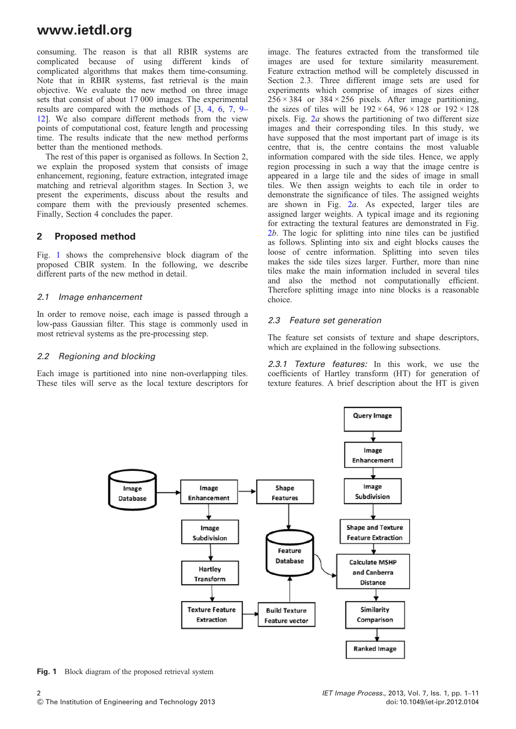consuming. The reason is that all RBIR systems are complicated because of using different kinds of complicated algorithms that makes them time-consuming. Note that in RBIR systems, fast retrieval is the main objective. We evaluate the new method on three image sets that consist of about 17 000 images. The experimental results are compared with the methods of [3, 4, 6, 7, 9–12]. We also compare different methods from the view points of computational cost, feature length and processing time. The results indicate that the new method performs better than the mentioned methods.

The rest of this paper is organised as follows. In Section 2, we explain the proposed system that consists of image enhancement, regioning, feature extraction, integrated image matching and retrieval algorithm stages. In Section 3, we present the experiments, discuss about the results and compare them with the previously presented schemes. Finally, Section 4 concludes the paper.

## 2 Proposed method

Fig. 1 shows the comprehensive block diagram of the proposed CBIR system. In the following, we describe different parts of the new method in detail.

### *2.1 Image enhancement*

In order to remove noise, each image is passed through a low-pass Gaussian filter. This stage is commonly used in most retrieval systems as the pre-processing step.

### *2.2 Regioning and blocking*

Each image is partitioned into nine non-overlapping tiles. These tiles will serve as the local texture descriptors for image. The features extracted from the transformed tile images are used for texture similarity measurement. Feature extraction method will be completely discussed in Section 2.3. Three different image sets are used for experiments which comprise of images of sizes either $256 \times 384$ or $384 \times 256$ pixels. After image partitioning, the sizes of tiles will be $192 \times 64$, $96 \times 128$ or $192 \times 128$ pixels. Fig. 2*a* shows the partitioning of two different size images and their corresponding tiles. In this study, we have supposed that the most important part of image is its centre, that is, the centre contains the most valuable information compared with the side tiles. Hence, we apply region processing in such a way that the image centre is appeared in a large tile and the sides of image in small tiles. We then assign weights to each tile in order to demonstrate the significance of tiles. The assigned weights are shown in Fig. 2*a*. As expected, larger tiles are assigned larger weights. A typical image and its regioning for extracting the textural features are demonstrated in Fig. 2*b*. The logic for splitting into nine tiles can be justified as follows. Splinting into six and eight blocks causes the loose of centre information. Splitting into seven tiles makes the side tiles sizes larger. Further, more than nine tiles make the main information included in several tiles and also the method not computationally efficient. Therefore splitting image into nine blocks is a reasonable choice.

### *2.3 Feature set generation*

The feature set consists of texture and shape descriptors, which are explained in the following subsections.

*2.3.1 Texture features:* In this work, we use the coefficients of Hartley transform (HT) for generation of texture features. A brief description about the HT is given

Query Image
Image Enhancement
Image Subdivision
Shape and Texture Feature Extraction
Calculate MSHP and Canberra Distance
Similarity Comparison
Ranked Image
Image Database
Image Enhancement
Shape Features
Image Subdivision
Hartley Transform
Texture Feature Extraction
Feature Database
Build Texture Feature vector

**Fig. 1** Block diagram of the proposed retrieval system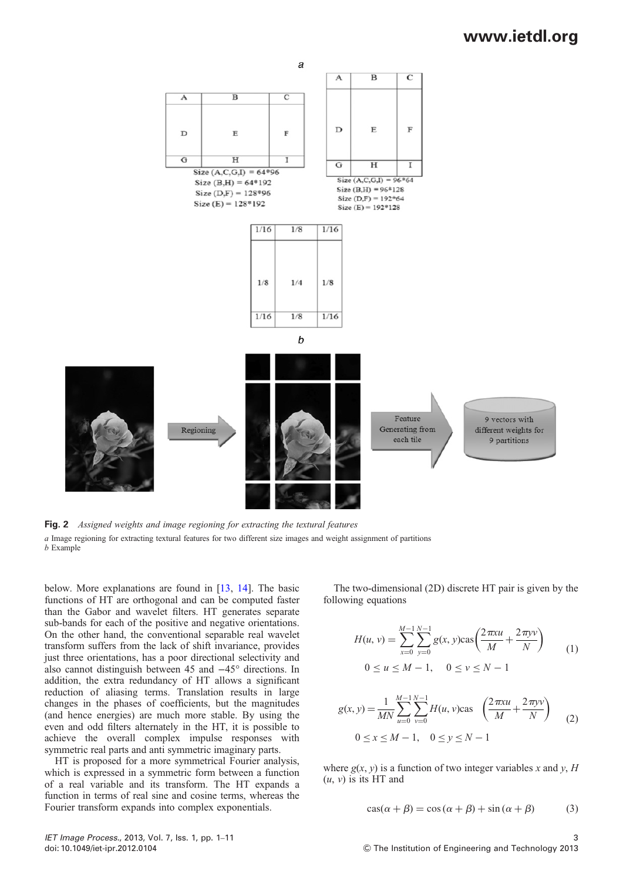a

| A | B | C |
|---|---|---|
| D | E | F |
| G | H | I |

Size (A,C,G,I) = 64*96
Size (B,H) = 64*192
Size (D,F) = 128*96
Size (E) = 128*192

| A | B | C |
|---|---|---|
| D | E | F |
| G | H | I |

Size (A,C,G,I) = 96*64
Size (B,H) = 96*128
Size (D,F) = 192*64
Size (E) = 192*128

| | | |
|---|---|---|
| 1/16 | 1/8 | 1/16 |
| 1/8 | 1/4 | 1/8 |
| 1/16 | 1/8 | 1/16 |

b

Regioning

Feature Generating from each tile

9 vectors with different weights for 9 partitions

**Fig. 2** *Assigned weights and image regioning for extracting the textural features*

*a* Image regioning for extracting textural features for two different size images and weight assignment of partitions
*b* Example

below. More explanations are found in [13, 14]. The basic functions of HT are orthogonal and can be computed faster than the Gabor and wavelet filters. HT generates separate sub-bands for each of the positive and negative orientations. On the other hand, the conventional separable real wavelet transform suffers from the lack of shift invariance, provides just three orientations, has a poor directional selectivity and also cannot distinguish between 45 and −45° directions. In addition, the extra redundancy of HT allows a significant reduction of aliasing terms. Translation results in large changes in the phases of coefficients, but the magnitudes (and hence energies) are much more stable. By using the even and odd filters alternately in the HT, it is possible to achieve the overall complex impulse responses with symmetric real parts and anti symmetric imaginary parts.

HT is proposed for a more symmetrical Fourier analysis, which is expressed in a symmetric form between a function of a real variable and its transform. The HT expands a function in terms of real sine and cosine terms, whereas the Fourier transform expands into complex exponentials.

The two-dimensional (2D) discrete HT pair is given by the following equations

$$H(u, v) = \sum_{x=0}^{M-1} \sum_{y=0}^{N-1} g(x, y) \mathrm{cas}\left(\frac{2\pi xu}{M} + \frac{2\pi yv}{N}\right) \quad 0 \le u \le M-1, \quad 0 \le v \le N-1 \tag{1}$$

$$g(x, y) = \frac{1}{MN} \sum_{u=0}^{M-1} \sum_{v=0}^{N-1} H(u, v) \mathrm{cas}\left(\frac{2\pi xu}{M} + \frac{2\pi yv}{N}\right) \quad 0 \le x \le M-1, \quad 0 \le y \le N-1 \tag{2}$$

where $g(x, y)$ is a function of two integer variables $x$ and $y$, $H(u, v)$ is its HT and

$$\mathrm{cas}(\alpha + \beta) = \cos(\alpha + \beta) + \sin(\alpha + \beta) \tag{3}$$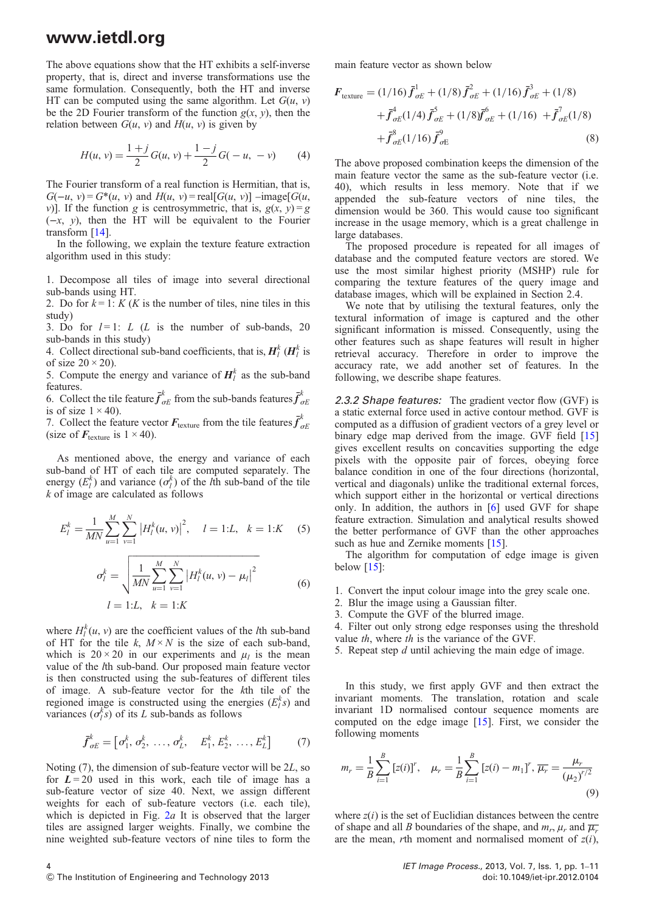The above equations show that the HT exhibits a self-inverse property, that is, direct and inverse transformations use the same formulation. Consequently, both the HT and inverse HT can be computed using the same algorithm. Let $G(u, v)$ be the 2D Fourier transform of the function $g(x, y)$, then the relation between $G(u, v)$ and $H(u, v)$ is given by

$$H(u, v) = \frac{1+j}{2} G(u, v) + \frac{1-j}{2} G(-u, -v) \tag{4}$$

The Fourier transform of a real function is Hermitian, that is, $G(-u, v) = G^{*}(u, v)$ and $H(u, v) = \text{real}[G(u, v)] - \text{image}[G(u, v)]$. If the function $g$ is centrosymmetric, that is, $g(x, y) = g(-x, y)$, then the HT will be equivalent to the Fourier transform [14].

In the following, we explain the texture feature extraction algorithm used in this study:

1. Decompose all tiles of image into several directional sub-bands using HT.
2. Do for $k = 1{:}\ K$ ($K$ is the number of tiles, nine tiles in this study)
3. Do for $l = 1{:}\ L$ ($L$ is the number of sub-bands, 20 sub-bands in this study)
4. Collect directional sub-band coefficients, that is, $\boldsymbol{H}_l^k$ ($\boldsymbol{H}_l^k$ is of size $20 \times 20$).
5. Compute the energy and variance of $\boldsymbol{H}_l^k$ as the sub-band features.
6. Collect the tile feature $\bar{\boldsymbol{f}}_{\sigma E}^k$ from the sub-bands features $\bar{\boldsymbol{f}}_{\sigma E}^k$ is of size $1 \times 40$).
7. Collect the feature vector $\boldsymbol{F}_{\text{texture}}$ from the tile features $\bar{\boldsymbol{f}}_{\sigma E}^k$ (size of $\boldsymbol{F}_{\text{texture}}$ is $1 \times 40$).

As mentioned above, the energy and variance of each sub-band of HT of each tile are computed separately. The energy ($E_l^k$) and variance ($\sigma_l^k$) of the $l$th sub-band of the tile $k$ of image are calculated as follows

$$E_l^k = \frac{1}{MN} \sum_{u=1}^{M} \sum_{v=1}^{N} \left| H_l^k(u, v) \right|^2, \quad l = 1{:}L, \quad k = 1{:}K \tag{5}$$

$$\sigma_l^k = \sqrt{\frac{1}{MN} \sum_{u=1}^{M} \sum_{v=1}^{N} \left| H_l^k(u, v) - \mu_l \right|^2} \qquad l = 1{:}L, \quad k = 1{:}K \tag{6}$$

where $H_l^k(u, v)$ are the coefficient values of the $l$th sub-band of HT for the tile $k$, $M \times N$ is the size of each sub-band, which is $20 \times 20$ in our experiments and $\mu_l$ is the mean value of the $l$th sub-band. Our proposed main feature vector is then constructed using the sub-features of different tiles of image. A sub-feature vector for the $k$th tile of the regioned image is constructed using the energies ($E_l^k$s) and variances ($\sigma_l^k$s) of its $L$ sub-bands as follows

$$\bar{\boldsymbol{f}}_{\sigma E}^k = \left[ \sigma_1^k, \sigma_2^k, \ldots, \sigma_L^k, \quad E_1^k, E_2^k, \ldots, E_L^k \right] \tag{7}$$

Noting (7), the dimension of sub-feature vector will be $2L$, so for $\boldsymbol{L} = 20$ used in this work, each tile of image has a sub-feature vector of size 40. Next, we assign different weights for each of sub-feature vectors (i.e. each tile), which is depicted in Fig. 2*a* It is observed that the larger tiles are assigned larger weights. Finally, we combine the nine weighted sub-feature vectors of nine tiles to form the main feature vector as shown below

$$\begin{aligned} \boldsymbol{F}_{\text{texture}} = {} & (1/16)\, \bar{\boldsymbol{f}}_{\sigma E}^1 + (1/8)\, \bar{\boldsymbol{f}}_{\sigma E}^2 + (1/16)\, \bar{\boldsymbol{f}}_{\sigma E}^3 + (1/8) \\ & + \bar{\boldsymbol{f}}_{\sigma E}^4 (1/4)\, \bar{\boldsymbol{f}}_{\sigma E}^5 + (1/8) \bar{\boldsymbol{f}}_{\sigma E}^6 + (1/16) \ + \bar{\boldsymbol{f}}_{\sigma E}^7 (1/8) \\ & + \bar{\boldsymbol{f}}_{\sigma E}^8 (1/16)\, \bar{\boldsymbol{f}}_{\sigma E}^9 \end{aligned} \tag{8}$$

The above proposed combination keeps the dimension of the main feature vector the same as the sub-feature vector (i.e. 40), which results in less memory. Note that if we appended the sub-feature vectors of nine tiles, the dimension would be 360. This would cause too significant increase in the usage memory, which is a great challenge in large databases.

The proposed procedure is repeated for all images of database and the computed feature vectors are stored. We use the most similar highest priority (MSHP) rule for comparing the texture features of the query image and database images, which will be explained in Section 2.4.

We note that by utilising the textural features, only the textural information of image is captured and the other significant information is missed. Consequently, using the other features such as shape features will result in higher retrieval accuracy. Therefore in order to improve the accuracy rate, we add another set of features. In the following, we describe shape features.

*2.3.2 Shape features:* The gradient vector flow (GVF) is a static external force used in active contour method. GVF is computed as a diffusion of gradient vectors of a grey level or binary edge map derived from the image. GVF field [15] gives excellent results on concavities supporting the edge pixels with the opposite pair of forces, obeying force balance condition in one of the four directions (horizontal, vertical and diagonals) unlike the traditional external forces, which support either in the horizontal or vertical directions only. In addition, the authors in [6] used GVF for shape feature extraction. Simulation and analytical results showed the better performance of GVF than the other approaches such as hue and Zernike moments [15].

The algorithm for computation of edge image is given below [15]:

1. Convert the input colour image into the grey scale one.
2. Blur the image using a Gaussian filter.
3. Compute the GVF of the blurred image.
4. Filter out only strong edge responses using the threshold value *th*, where *th* is the variance of the GVF.
5. Repeat step *d* until achieving the main edge of image.

In this study, we first apply GVF and then extract the invariant moments. The translation, rotation and scale invariant 1D normalised contour sequence moments are computed on the edge image [15]. First, we consider the following moments

$$m_r = \frac{1}{B} \sum_{i=1}^{B} [z(i)]^r, \quad \mu_r = \frac{1}{B} \sum_{i=1}^{B} [z(i) - m_1]^r, \ \overline{\mu_r} = \frac{\mu_r}{(\mu_2)^{r/2}} \tag{9}$$

where $z(i)$ is the set of Euclidian distances between the centre of shape and all $B$ boundaries of the shape, and $m_r$, $\mu_r$ and $\overline{\mu_r}$ are the mean, $r$th moment and normalised moment of $z(i)$,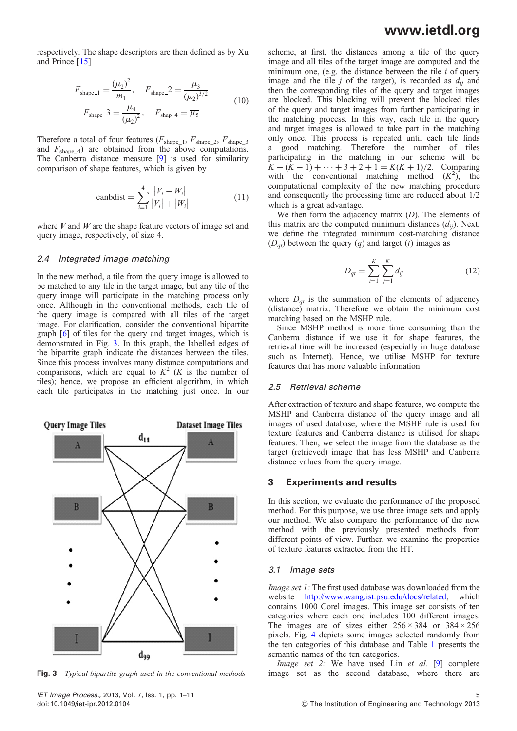respectively. The shape descriptors are then defined as by Xu and Prince [15]

$$
\begin{aligned}
F_{\text{shape\_1}} &= \frac{(\mu_2)^2}{m_1}, \quad F_{\text{shape\_}}2 = \frac{\mu_3}{(\mu_2)^{3/2}} \\
F_{\text{shape\_}}3 &= \frac{\mu_4}{(\mu_2)^2}, \quad F_{\text{shap\_4}} = \overline{\mu_5}
\end{aligned}
\tag{10}
$$

Therefore a total of four features ($F_{\text{shape\_1}}$, $F_{\text{shape\_2}}$, $F_{\text{shape\_3}}$ and $F_{\text{shape\_4}}$) are obtained from the above computations. The Canberra distance measure [9] is used for similarity comparison of shape features, which is given by

$$
\text{canbdist} = \sum_{i=1}^{4} \frac{|V_i - W_i|}{|V_i| + |W_i|} \tag{11}
$$

where $V$ and $W$ are the shape feature vectors of image set and query image, respectively, of size 4.

### 2.4 Integrated image matching

In the new method, a tile from the query image is allowed to be matched to any tile in the target image, but any tile of the query image will participate in the matching process only once. Although in the conventional methods, each tile of the query image is compared with all tiles of the target image. For clarification, consider the conventional bipartite graph [6] of tiles for the query and target images, which is demonstrated in Fig. 3. In this graph, the labelled edges of the bipartite graph indicate the distances between the tiles. Since this process involves many distance computations and comparisons, which are equal to $K^2$ ($K$ is the number of tiles); hence, we propose an efficient algorithm, in which each tile participates in the matching just once. In our scheme, at first, the distances among a tile of the query image and all tiles of the target image are computed and the minimum one, (e.g. the distance between the tile $i$ of query image and the tile $j$ of the target), is recorded as $d_{ij}$ and then the corresponding tiles of the query and target images are blocked. This blocking will prevent the blocked tiles of the query and target images from further participating in the matching process. In this way, each tile in the query and target images is allowed to take part in the matching only once. This process is repeated until each tile finds a good matching. Therefore the number of tiles participating in the matching in our scheme will be $K + (K-1) + \cdots + 3 + 2 + 1 = K(K+1)/2$. Comparing with the conventional matching method ($K^2$), the computational complexity of the new matching procedure and consequently the processing time are reduced about 1/2 which is a great advantage.

Query Image Tiles
Dataset Image Tiles
A
A
B
B
I
I
$d_{11}$
$d_{99}$

**Fig. 3** *Typical bipartite graph used in the conventional methods*

We then form the adjacency matrix ($D$). The elements of this matrix are the computed minimum distances ($d_{ij}$). Next, we define the integrated minimum cost-matching distance ($D_{qt}$) between the query ($q$) and target ($t$) images as

$$
D_{qt} = \sum_{i=1}^{K} \sum_{j=1}^{K} d_{ij} \tag{12}
$$

where $D_{qt}$ is the summation of the elements of adjacency (distance) matrix. Therefore we obtain the minimum cost matching based on the MSHP rule.

Since MSHP method is more time consuming than the Canberra distance if we use it for shape features, the retrieval time will be increased (especially in huge database such as Internet). Hence, we utilise MSHP for texture features that has more valuable information.

### 2.5 Retrieval scheme

After extraction of texture and shape features, we compute the MSHP and Canberra distance of the query image and all images of used database, where the MSHP rule is used for texture features and Canberra distance is utilised for shape features. Then, we select the image from the database as the target (retrieved) image that has less MSHP and Canberra distance values from the query image.

## 3 Experiments and results

In this section, we evaluate the performance of the proposed method. For this purpose, we use three image sets and apply our method. We also compare the performance of the new method with the previously presented methods from different points of view. Further, we examine the properties of texture features extracted from the HT.

### 3.1 Image sets

*Image set 1:* The first used database was downloaded from the website http://www.wang.ist.psu.edu/docs/related, which contains 1000 Corel images. This image set consists of ten categories where each one includes 100 different images. The images are of sizes either $256 \times 384$ or $384 \times 256$ pixels. Fig. 4 depicts some images selected randomly from the ten categories of this database and Table 1 presents the semantic names of the ten categories.

*Image set 2:* We have used Lin *et al.* [9] complete image set as the second database, where there are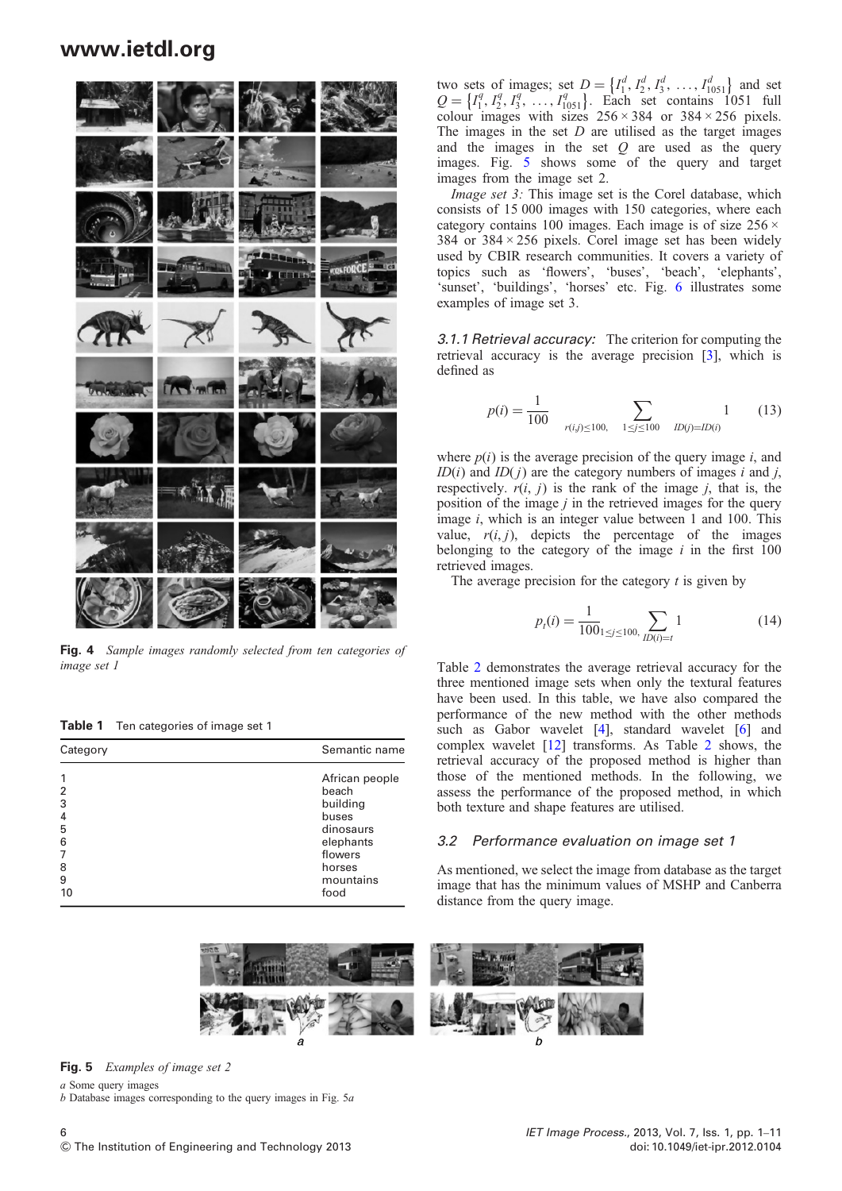Fig. 4 *Sample images randomly selected from ten categories of image set 1*

**Table 1** Ten categories of image set 1

| Category | Semantic name |
|---|---|
| 1 | African people |
| 2 | beach |
| 3 | building |
| 4 | buses |
| 5 | dinosaurs |
| 6 | elephants |
| 7 | flowers |
| 8 | horses |
| 9 | mountains |
| 10 | food |

two sets of images; set $D = \{I_1^d, I_2^d, I_3^d, \ldots, I_{1051}^d\}$ and set $Q = \{I_1^q, I_2^q, I_3^q, \ldots, I_{1051}^q\}$. Each set contains 1051 full colour images with sizes $256 \times 384$ or $384 \times 256$ pixels. The images in the set $D$ are utilised as the target images and the images in the set $Q$ are used as the query images. Fig. 5 shows some of the query and target images from the image set 2.

*Image set 3:* This image set is the Corel database, which consists of 15 000 images with 150 categories, where each category contains 100 images. Each image is of size $256 \times 384$ or $384 \times 256$ pixels. Corel image set has been widely used by CBIR research communities. It covers a variety of topics such as 'flowers', 'buses', 'beach', 'elephants', 'sunset', 'buildings', 'horses' etc. Fig. 6 illustrates some examples of image set 3.

*3.1.1 Retrieval accuracy:* The criterion for computing the retrieval accuracy is the average precision [3], which is defined as

$$p(i) = \frac{1}{100} \sum_{r(i,j) \leq 100, \quad 1 \leq j \leq 100 \quad ID(j)=ID(i)} 1 \qquad (13)$$

where $p(i)$ is the average precision of the query image $i$, and $ID(i)$ and $ID(j)$ are the category numbers of images $i$ and $j$, respectively. $r(i, j)$ is the rank of the image $j$, that is, the position of the image $j$ in the retrieved images for the query image $i$, which is an integer value between 1 and 100. This value, $r(i, j)$, depicts the percentage of the images belonging to the category of the image $i$ in the first 100 retrieved images.

The average precision for the category $t$ is given by

$$p_t(i) = \frac{1}{100} \sum_{1 \leq j \leq 100, \quad ID(i)=t} 1 \qquad (14)$$

Table 2 demonstrates the average retrieval accuracy for the three mentioned image sets when only the textural features have been used. In this table, we have also compared the performance of the new method with the other methods such as Gabor wavelet [4], standard wavelet [6] and complex wavelet [12] transforms. As Table 2 shows, the retrieval accuracy of the proposed method is higher than those of the mentioned methods. In the following, we assess the performance of the proposed method, in which both texture and shape features are utilised.

### 3.2 Performance evaluation on image set 1

As mentioned, we select the image from database as the target image that has the minimum values of MSHP and Canberra distance from the query image.

Fig. 5 *Examples of image set 2*

*a* Some query images
*b* Database images corresponding to the query images in Fig. 5*a*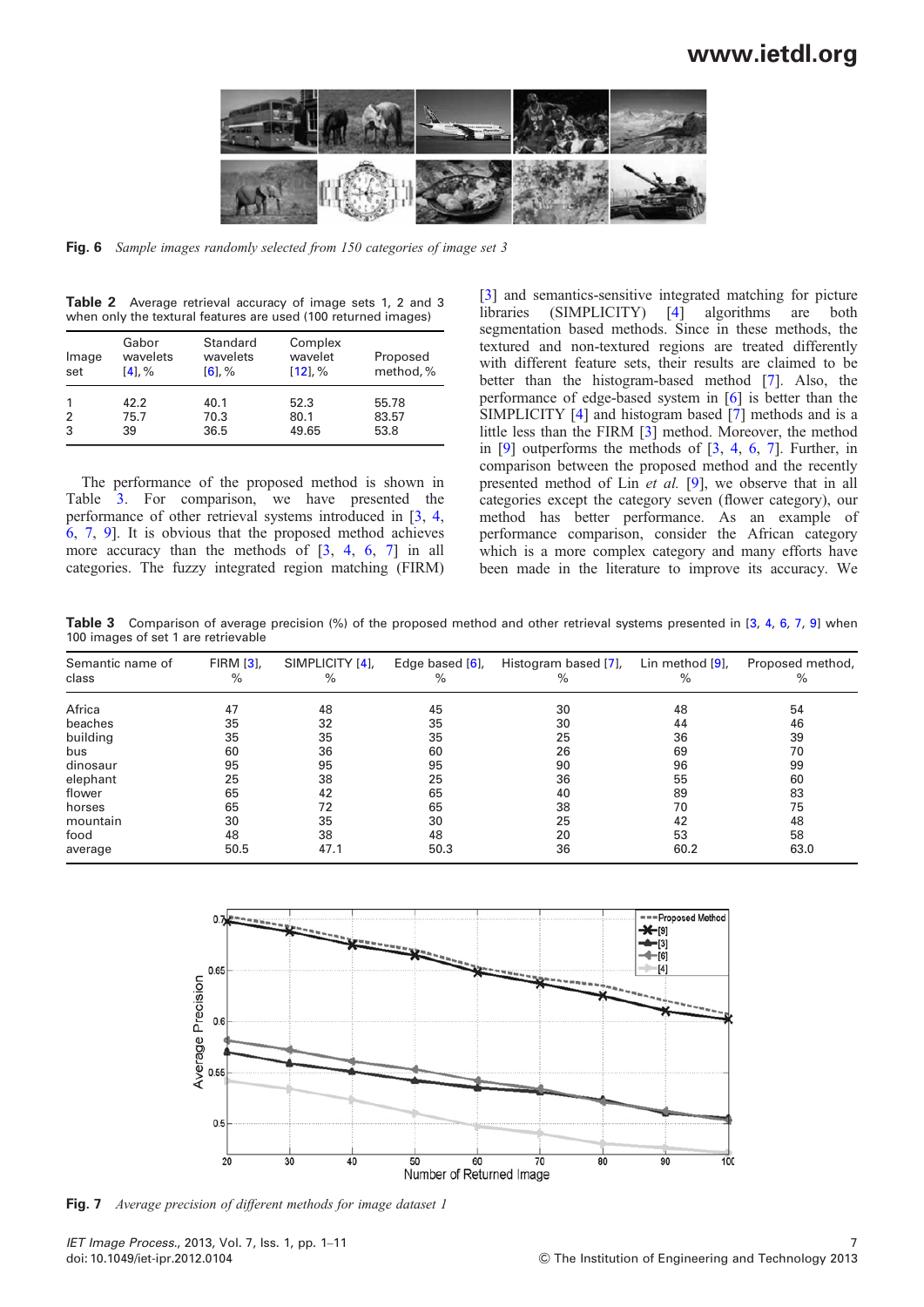Fig. 6 *Sample images randomly selected from 150 categories of image set 3*

**Table 2** Average retrieval accuracy of image sets 1, 2 and 3 when only the textural features are used (100 returned images)

| Image set | Gabor wavelets [4], % | Standard wavelets [6], % | Complex wavelet [12], % | Proposed method, % |
|---|---|---|---|---|
| 1 | 42.2 | 40.1 | 52.3 | 55.78 |
| 2 | 75.7 | 70.3 | 80.1 | 83.57 |
| 3 | 39 | 36.5 | 49.65 | 53.8 |

The performance of the proposed method is shown in Table 3. For comparison, we have presented the performance of other retrieval systems introduced in [3, 4, 6, 7, 9]. It is obvious that the proposed method achieves more accuracy than the methods of [3, 4, 6, 7] in all categories. The fuzzy integrated region matching (FIRM) [3] and semantics-sensitive integrated matching for picture libraries (SIMPLICITY) [4] algorithms are both segmentation based methods. Since in these methods, the textured and non-textured regions are treated differently with different feature sets, their results are claimed to be better than the histogram-based method [7]. Also, the performance of edge-based system in [6] is better than the SIMPLICITY [4] and histogram based [7] methods and is a little less than the FIRM [3] method. Moreover, the method in [9] outperforms the methods of [3, 4, 6, 7]. Further, in comparison between the proposed method and the recently presented method of Lin *et al.* [9], we observe that in all categories except the category seven (flower category), our method has better performance. As an example of performance comparison, consider the African category which is a more complex category and many efforts have been made in the literature to improve its accuracy. We

**Table 3** Comparison of average precision (%) of the proposed method and other retrieval systems presented in [3, 4, 6, 7, 9] when 100 images of set 1 are retrievable

| Semantic name of class | FIRM [3], % | SIMPLICITY [4], % | Edge based [6], % | Histogram based [7], % | Lin method [9], % | Proposed method, % |
|---|---|---|---|---|---|---|
| Africa | 47 | 48 | 45 | 30 | 48 | 54 |
| beaches | 35 | 32 | 35 | 30 | 44 | 46 |
| building | 35 | 35 | 35 | 25 | 36 | 39 |
| bus | 60 | 36 | 60 | 26 | 69 | 70 |
| dinosaur | 95 | 95 | 95 | 90 | 96 | 99 |
| elephant | 25 | 38 | 25 | 36 | 55 | 60 |
| flower | 65 | 42 | 65 | 40 | 89 | 83 |
| horses | 65 | 72 | 65 | 38 | 70 | 75 |
| mountain | 30 | 35 | 30 | 25 | 42 | 48 |
| food | 48 | 38 | 48 | 20 | 53 | 58 |
| average | 50.5 | 47.1 | 50.3 | 36 | 60.2 | 63.0 |

Proposed Method
[9]
[3]
[6]
[4]
Average Precision
0.7
0.65
0.6
0.55
0.5
20 30 40 50 60 70 80 90 100
Number of Returned Image

Fig. 7 *Average precision of different methods for image dataset 1*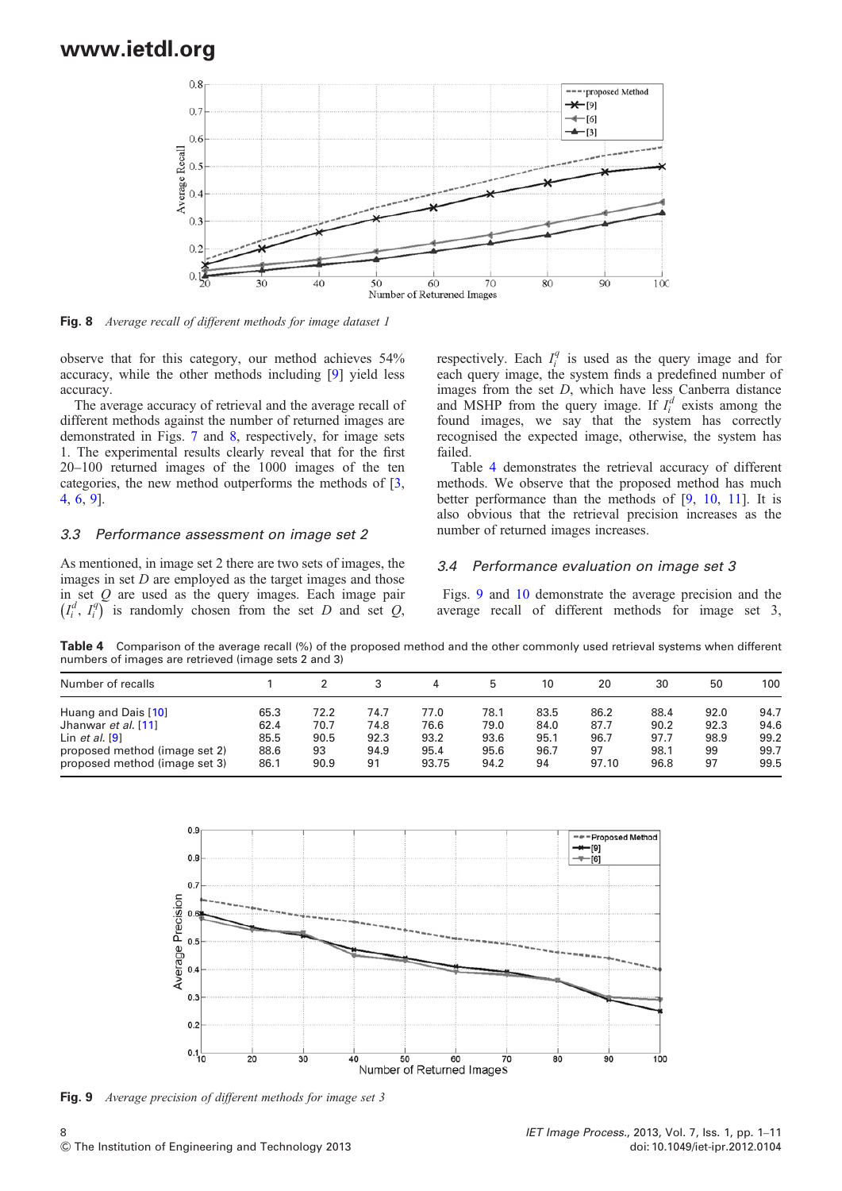0.8
0.7
0.6
0.5
0.4
0.3
0.2
0.1
Average Recall
20 30 40 50 60 70 80 90 100
Number of Returened Images
proposed Method
[9]
[6]
[3]

**Fig. 8** *Average recall of different methods for image dataset 1*

observe that for this category, our method achieves 54% accuracy, while the other methods including [9] yield less accuracy.

The average accuracy of retrieval and the average recall of different methods against the number of returned images are demonstrated in Figs. 7 and 8, respectively, for image sets 1. The experimental results clearly reveal that for the first 20–100 returned images of the 1000 images of the ten categories, the new method outperforms the methods of [3, 4, 6, 9].

### 3.3 Performance assessment on image set 2

As mentioned, in image set 2 there are two sets of images, the images in set $D$ are employed as the target images and those in set $Q$ are used as the query images. Each image pair $(I_i^d, I_i^q)$ is randomly chosen from the set $D$ and set $Q$, respectively. Each $I_i^q$ is used as the query image and for each query image, the system finds a predefined number of images from the set $D$, which have less Canberra distance and MSHP from the query image. If $I_i^d$ exists among the found images, we say that the system has correctly recognised the expected image, otherwise, the system has failed.

Table 4 demonstrates the retrieval accuracy of different methods. We observe that the proposed method has much better performance than the methods of [9, 10, 11]. It is also obvious that the retrieval precision increases as the number of returned images increases.

### 3.4 Performance evaluation on image set 3

Figs. 9 and 10 demonstrate the average precision and the average recall of different methods for image set 3,

**Table 4** Comparison of the average recall (%) of the proposed method and the other commonly used retrieval systems when different numbers of images are retrieved (image sets 2 and 3)

| Number of recalls | 1 | 2 | 3 | 4 | 5 | 10 | 20 | 30 | 50 | 100 |
|---|---|---|---|---|---|---|---|---|---|---|
| Huang and Dais [10] | 65.3 | 72.2 | 74.7 | 77.0 | 78.1 | 83.5 | 86.2 | 88.4 | 92.0 | 94.7 |
| Jhanwar *et al.* [11] | 62.4 | 70.7 | 74.8 | 76.6 | 79.0 | 84.0 | 87.7 | 90.2 | 92.3 | 94.6 |
| Lin *et al.* [9] | 85.5 | 90.5 | 92.3 | 93.2 | 93.6 | 95.1 | 96.7 | 97.7 | 98.9 | 99.2 |
| proposed method (image set 2) | 88.6 | 93 | 94.9 | 95.4 | 95.6 | 96.7 | 97 | 98.1 | 99 | 99.7 |
| proposed method (image set 3) | 86.1 | 90.9 | 91 | 93.75 | 94.2 | 94 | 97.10 | 96.8 | 97 | 99.5 |

0.9
0.8
0.7
0.6
0.5
0.4
0.3
0.2
0.1
Average Precision
10 20 30 40 50 60 70 80 90 100
Number of Returned Images
Proposed Method
[9]
[6]

**Fig. 9** *Average precision of different methods for image set 3*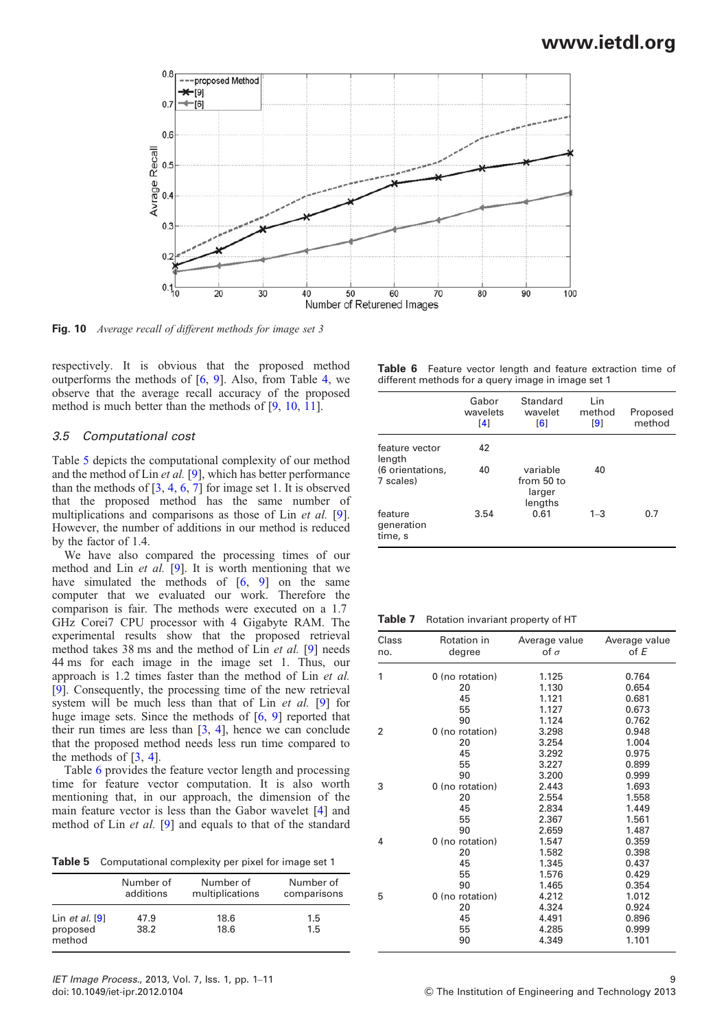0.8
0.7
0.6
0.5
0.4
0.3
0.2
0.1
10 20 30 40 50 60 70 80 90 100
Avrage Recall
Number of Returened Images
proposed Method
[9]
[6]

**Fig. 10** *Average recall of different methods for image set 3*

respectively. It is obvious that the proposed method outperforms the methods of [6, 9]. Also, from Table 4, we observe that the average recall accuracy of the proposed method is much better than the methods of [9, 10, 11].

### 3.5 Computational cost

Table 5 depicts the computational complexity of our method and the method of Lin *et al.* [9], which has better performance than the methods of [3, 4, 6, 7] for image set 1. It is observed that the proposed method has the same number of multiplications and comparisons as those of Lin *et al.* [9]. However, the number of additions in our method is reduced by the factor of 1.4.

We have also compared the processing times of our method and Lin *et al.* [9]. It is worth mentioning that we have simulated the methods of [6, 9] on the same computer that we evaluated our work. Therefore the comparison is fair. The methods were executed on a 1.7 GHz Corei7 CPU processor with 4 Gigabyte RAM. The experimental results show that the proposed retrieval method takes 38 ms and the method of Lin *et al.* [9] needs 44 ms for each image in the image set 1. Thus, our approach is 1.2 times faster than the method of Lin *et al.* [9]. Consequently, the processing time of the new retrieval system will be much less than that of Lin *et al.* [9] for huge image sets. Since the methods of [6, 9] reported that their run times are less than [3, 4], hence we can conclude that the proposed method needs less run time compared to the methods of [3, 4].

Table 6 provides the feature vector length and processing time for feature vector computation. It is also worth mentioning that, in our approach, the dimension of the main feature vector is less than the Gabor wavelet [4] and method of Lin *et al.* [9] and equals to that of the standard

**Table 5** Computational complexity per pixel for image set 1

| | Number of additions | Number of multiplications | Number of comparisons |
|---|---|---|---|
| Lin *et al.* [9] | 47.9 | 18.6 | 1.5 |
| proposed method | 38.2 | 18.6 | 1.5 |

**Table 6** Feature vector length and feature extraction time of different methods for a query image in image set 1

| | Gabor wavelets [4] | Standard wavelet [6] | Lin method [9] | Proposed method |
|---|---|---|---|---|
| feature vector length | 42 | | | |
| (6 orientations, 7 scales) | 40 | variable from 50 to larger lengths | 40 | |
| feature generation time, s | 3.54 | 0.61 | 1–3 | 0.7 |

**Table 7** Rotation invariant property of HT

| Class no. | Rotation in degree | Average value of $\sigma$ | Average value of $E$ |
|---|---|---|---|
| 1 | 0 (no rotation) | 1.125 | 0.764 |
| | 20 | 1.130 | 0.654 |
| | 45 | 1.121 | 0.681 |
| | 55 | 1.127 | 0.673 |
| | 90 | 1.124 | 0.762 |
| 2 | 0 (no rotation) | 3.298 | 0.948 |
| | 20 | 3.254 | 1.004 |
| | 45 | 3.292 | 0.975 |
| | 55 | 3.227 | 0.899 |
| | 90 | 3.200 | 0.999 |
| 3 | 0 (no rotation) | 2.443 | 1.693 |
| | 20 | 2.554 | 1.558 |
| | 45 | 2.834 | 1.449 |
| | 55 | 2.367 | 1.561 |
| | 90 | 2.659 | 1.487 |
| 4 | 0 (no rotation) | 1.547 | 0.359 |
| | 20 | 1.582 | 0.398 |
| | 45 | 1.345 | 0.437 |
| | 55 | 1.576 | 0.429 |
| | 90 | 1.465 | 0.354 |
| 5 | 0 (no rotation) | 4.212 | 1.012 |
| | 20 | 4.324 | 0.924 |
| | 45 | 4.491 | 0.896 |
| | 55 | 4.285 | 0.999 |
| | 90 | 4.349 | 1.101 |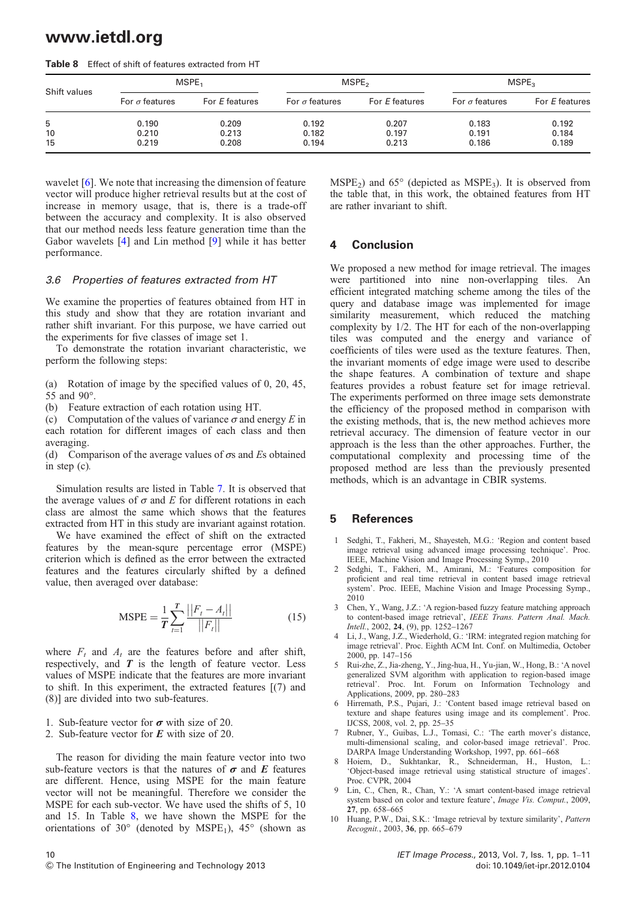Table 8 Effect of shift of features extracted from HT

| Shift values | $MSPE_1$ | | $MSPE_2$ | | $MSPE_3$ | |
|---|---|---|---|---|---|---|
| | For $\sigma$ features | For $E$ features | For $\sigma$ features | For $E$ features | For $\sigma$ features | For $E$ features |
| 5 | 0.190 | 0.209 | 0.192 | 0.207 | 0.183 | 0.192 |
| 10 | 0.210 | 0.213 | 0.182 | 0.197 | 0.191 | 0.184 |
| 15 | 0.219 | 0.208 | 0.194 | 0.213 | 0.186 | 0.189 |

wavelet [6]. We note that increasing the dimension of feature vector will produce higher retrieval results but at the cost of increase in memory usage, that is, there is a trade-off between the accuracy and complexity. It is also observed that our method needs less feature generation time than the Gabor wavelets [4] and Lin method [9] while it has better performance.

### 3.6 Properties of features extracted from HT

We examine the properties of features obtained from HT in this study and show that they are rotation invariant and rather shift invariant. For this purpose, we have carried out the experiments for five classes of image set 1.

To demonstrate the rotation invariant characteristic, we perform the following steps:

(a) Rotation of image by the specified values of 0, 20, 45, 55 and 90°.
(b) Feature extraction of each rotation using HT.
(c) Computation of the values of variance $\sigma$ and energy $E$ in each rotation for different images of each class and then averaging.
(d) Comparison of the average values of $\sigma$s and $E$s obtained in step (c).

Simulation results are listed in Table 7. It is observed that the average values of $\sigma$ and $E$ for different rotations in each class are almost the same which shows that the features extracted from HT in this study are invariant against rotation.

We have examined the effect of shift on the extracted features by the mean-squre percentage error (MSPE) criterion which is defined as the error between the extracted features and the features circularly shifted by a defined value, then averaged over database:

$$\text{MSPE} = \frac{1}{\boldsymbol{T}}\sum_{t=1}^{T}\frac{||F_t - A_t||}{||F_t||} \tag{15}$$

where $F_t$ and $A_t$ are the features before and after shift, respectively, and $\boldsymbol{T}$ is the length of feature vector. Less values of MSPE indicate that the features are more invariant to shift. In this experiment, the extracted features [(7) and (8)] are divided into two sub-features.

1. Sub-feature vector for $\boldsymbol{\sigma}$ with size of 20.
2. Sub-feature vector for $\boldsymbol{E}$ with size of 20.

The reason for dividing the main feature vector into two sub-feature vectors is that the natures of $\boldsymbol{\sigma}$ and $\boldsymbol{E}$ features are different. Hence, using MSPE for the main feature vector will not be meaningful. Therefore we consider the MSPE for each sub-vector. We have used the shifts of 5, 10 and 15. In Table 8, we have shown the MSPE for the orientations of 30° (denoted by $MSPE_1$), 45° (shown as $MSPE_2$) and 65° (depicted as $MSPE_3$). It is observed from the table that, in this work, the obtained features from HT are rather invariant to shift.

## 4 Conclusion

We proposed a new method for image retrieval. The images were partitioned into nine non-overlapping tiles. An efficient integrated matching scheme among the tiles of the query and database image was implemented for image similarity measurement, which reduced the matching complexity by 1/2. The HT for each of the non-overlapping tiles was computed and the energy and variance of coefficients of tiles were used as the texture features. Then, the invariant moments of edge image were used to describe the shape features. A combination of texture and shape features provides a robust feature set for image retrieval. The experiments performed on three image sets demonstrate the efficiency of the proposed method in comparison with the existing methods, that is, the new method achieves more retrieval accuracy. The dimension of feature vector in our approach is the less than the other approaches. Further, the computational complexity and processing time of the proposed method are less than the previously presented methods, which is an advantage in CBIR systems.

## 5 References

1 Sedghi, T., Fakheri, M., Shayesteh, M.G.: 'Region and content based image retrieval using advanced image processing technique'. Proc. IEEE, Machine Vision and Image Processing Symp., 2010

2 Sedghi, T., Fakheri, M., Amirani, M.: 'Features composition for proficient and real time retrieval in content based image retrieval system'. Proc. IEEE, Machine Vision and Image Processing Symp., 2010

3 Chen, Y., Wang, J.Z.: 'A region-based fuzzy feature matching approach to content-based image retrieval', *IEEE Trans. Pattern Anal. Mach. Intell.*, 2002, **24**, (9), pp. 1252–1267

4 Li, J., Wang, J.Z., Wiederhold, G.: 'IRM: integrated region matching for image retrieval'. Proc. Eighth ACM Int. Conf. on Multimedia, October 2000, pp. 147–156

5 Rui-zhe, Z., Jia-zheng, Y., Jing-hua, H., Yu-jian, W., Hong, B.: 'A novel generalized SVM algorithm with application to region-based image retrieval'. Proc. Int. Forum on Information Technology and Applications, 2009, pp. 280–283

6 Hirremath, P.S., Pujari, J.: 'Content based image retrieval based on texture and shape features using image and its complement'. Proc. IJCSS, 2008, vol. 2, pp. 25–35

7 Rubner, Y., Guibas, L.J., Tomasi, C.: 'The earth mover's distance, multi-dimensional scaling, and color-based image retrieval'. Proc. DARPA Image Understanding Workshop, 1997, pp. 661–668

8 Hoiem, D., Sukhtankar, R., Schneiderman, H., Huston, L.: 'Object-based image retrieval using statistical structure of images'. Proc. CVPR, 2004

9 Lin, C., Chen, R., Chan, Y.: 'A smart content-based image retrieval system based on color and texture feature', *Image Vis. Comput.*, 2009, **27**, pp. 658–665

10 Huang, P.W., Dai, S.K.: 'Image retrieval by texture similarity', *Pattern Recognit.*, 2003, **36**, pp. 665–679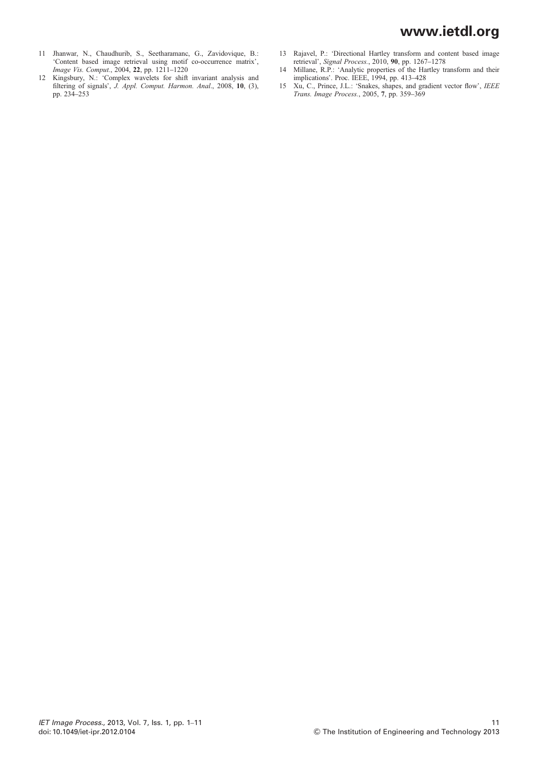11 Jhanwar, N., Chaudhurib, S., Seetharamanc, G., Zavidovique, B.: 'Content based image retrieval using motif co-occurrence matrix', *Image Vis. Comput.*, 2004, **22**, pp. 1211–1220

12 Kingsbury, N.: 'Complex wavelets for shift invariant analysis and filtering of signals', *J. Appl. Comput. Harmon. Anal.*, 2008, **10**, (3), pp. 234–253

13 Rajavel, P.: 'Directional Hartley transform and content based image retrieval', *Signal Process.*, 2010, **90**, pp. 1267–1278

14 Millane, R.P.: 'Analytic properties of the Hartley transform and their implications'. Proc. IEEE, 1994, pp. 413–428

15 Xu, C., Prince, J.L.: 'Snakes, shapes, and gradient vector flow', *IEEE Trans. Image Process.*, 2005, **7**, pp. 359–369